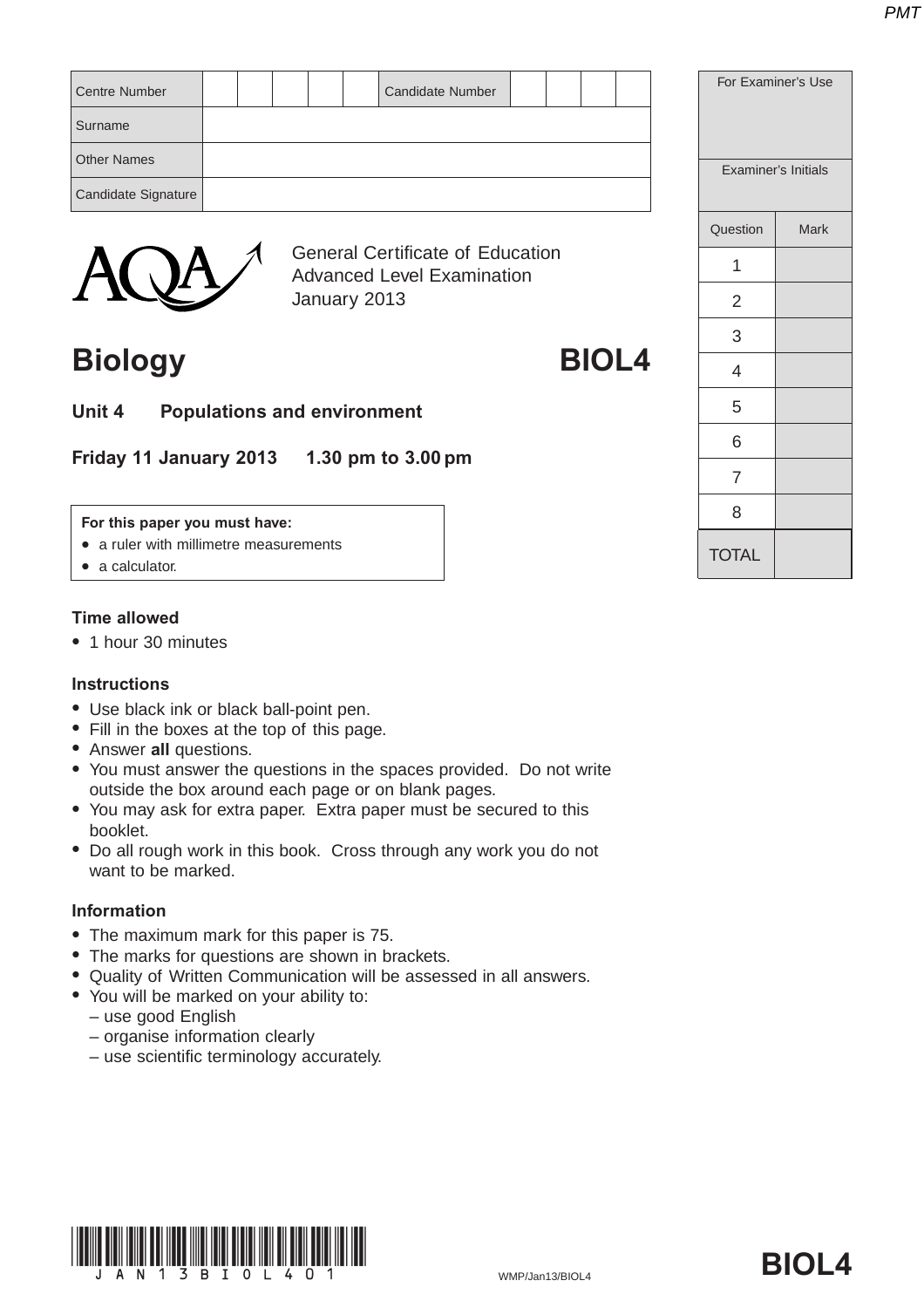| Centre Number | | | | | | Candidate Number | | | | |
|---|---|---|---|---|---|---|---|---|---|---|
| Surname | | | | | | | | | | |
| Other Names | | | | | | | | | | |
| Candidate Signature | | | | | | | | | | |

| For Examiner's Use | |
|---|---|
| Examiner's Initials | |
| Question | Mark |
| 1 | |
| 2 | |
| 3 | |
| 4 | |
| 5 | |
| 6 | |
| 7 | |
| 8 | |
| TOTAL | |

AQA

General Certificate of Education
Advanced Level Examination
January 2013

# Biology — BIOL4

## Unit 4 Populations and environment

**Friday 11 January 2013 1.30 pm to 3.00 pm**

**For this paper you must have:**
- a ruler with millimetre measurements
- a calculator.

### Time allowed
- 1 hour 30 minutes

### Instructions
- Use black ink or black ball-point pen.
- Fill in the boxes at the top of this page.
- Answer **all** questions.
- You must answer the questions in the spaces provided. Do not write outside the box around each page or on blank pages.
- You may ask for extra paper. Extra paper must be secured to this booklet.
- Do all rough work in this book. Cross through any work you do not want to be marked.

### Information
- The maximum mark for this paper is 75.
- The marks for questions are shown in brackets.
- Quality of Written Communication will be assessed in all answers.
- You will be marked on your ability to:
  – use good English
  – organise information clearly
  – use scientific terminology accurately.

JAN13BIOL401

WMP/Jan13/BIOL4

**BIOL4**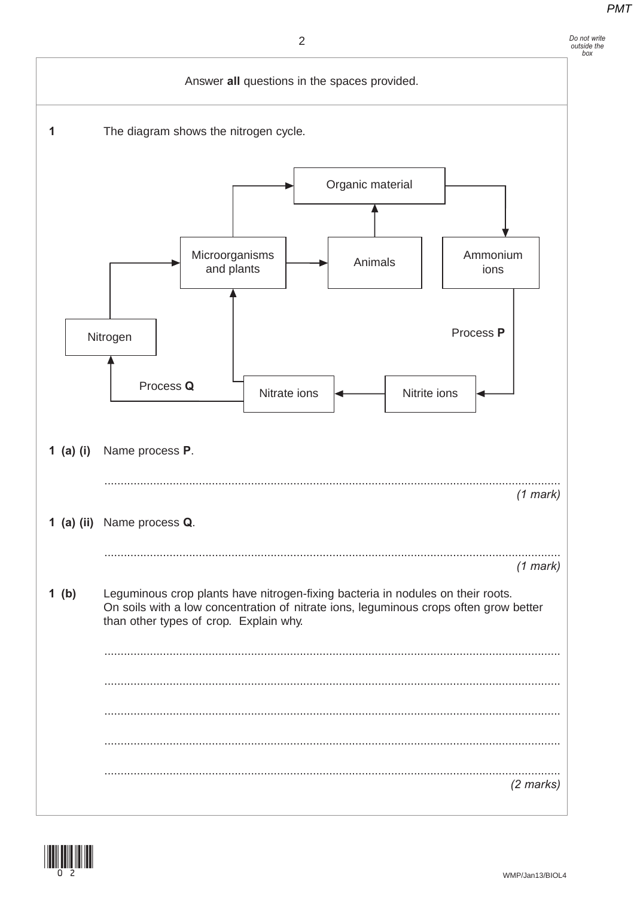Answer **all** questions in the spaces provided.

**1** The diagram shows the nitrogen cycle.

**1 (a) (i)** Name process **P**.

..........................................................................................................................................

*(1 mark)*

**1 (a) (ii)** Name process **Q**.

..........................................................................................................................................

*(1 mark)*

**1 (b)** Leguminous crop plants have nitrogen-fixing bacteria in nodules on their roots. On soils with a low concentration of nitrate ions, leguminous crops often grow better than other types of crop. Explain why.

..........................................................................................................................................

..........................................................................................................................................

..........................................................................................................................................

..........................................................................................................................................

..........................................................................................................................................

*(2 marks)*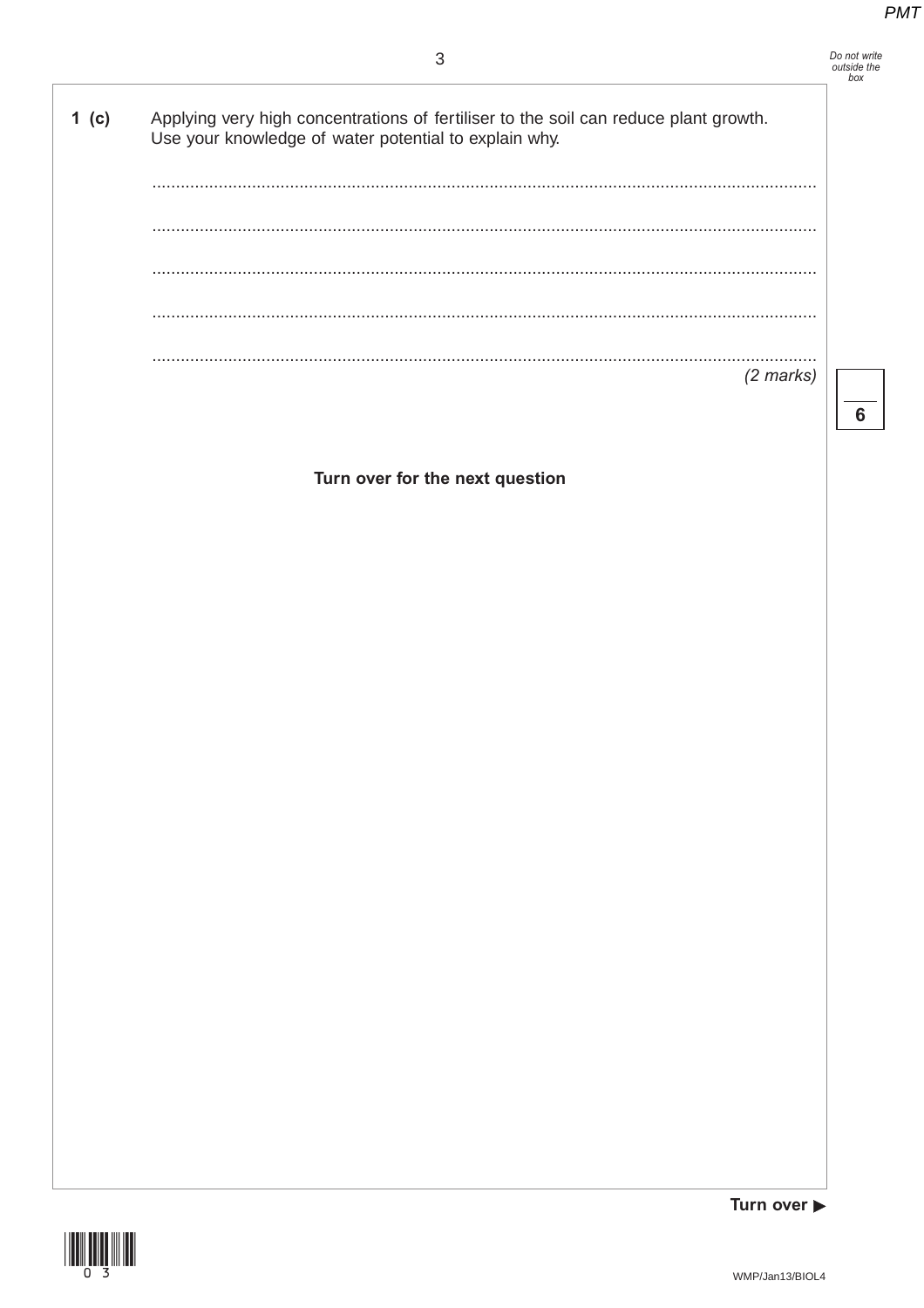**1 (c)** Applying very high concentrations of fertiliser to the soil can reduce plant growth. Use your knowledge of water potential to explain why.

.............................................................................................................................................

.............................................................................................................................................

.............................................................................................................................................

.............................................................................................................................................

.............................................................................................................................................

*(2 marks)*

**Turn over for the next question**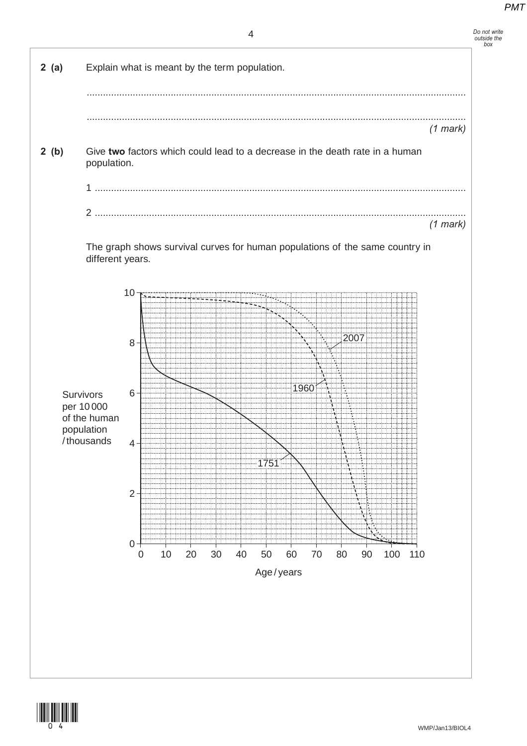**2 (a)** Explain what is meant by the term population.

..........................................................................................................................................

..........................................................................................................................................

*(1 mark)*

**2 (b)** Give **two** factors which could lead to a decrease in the death rate in a human population.

1 .......................................................................................................................................

2 .......................................................................................................................................

*(1 mark)*

The graph shows survival curves for human populations of the same country in different years.

Survivors per 10 000 of the human population / thousands

Age / years

1751, 1960, 2007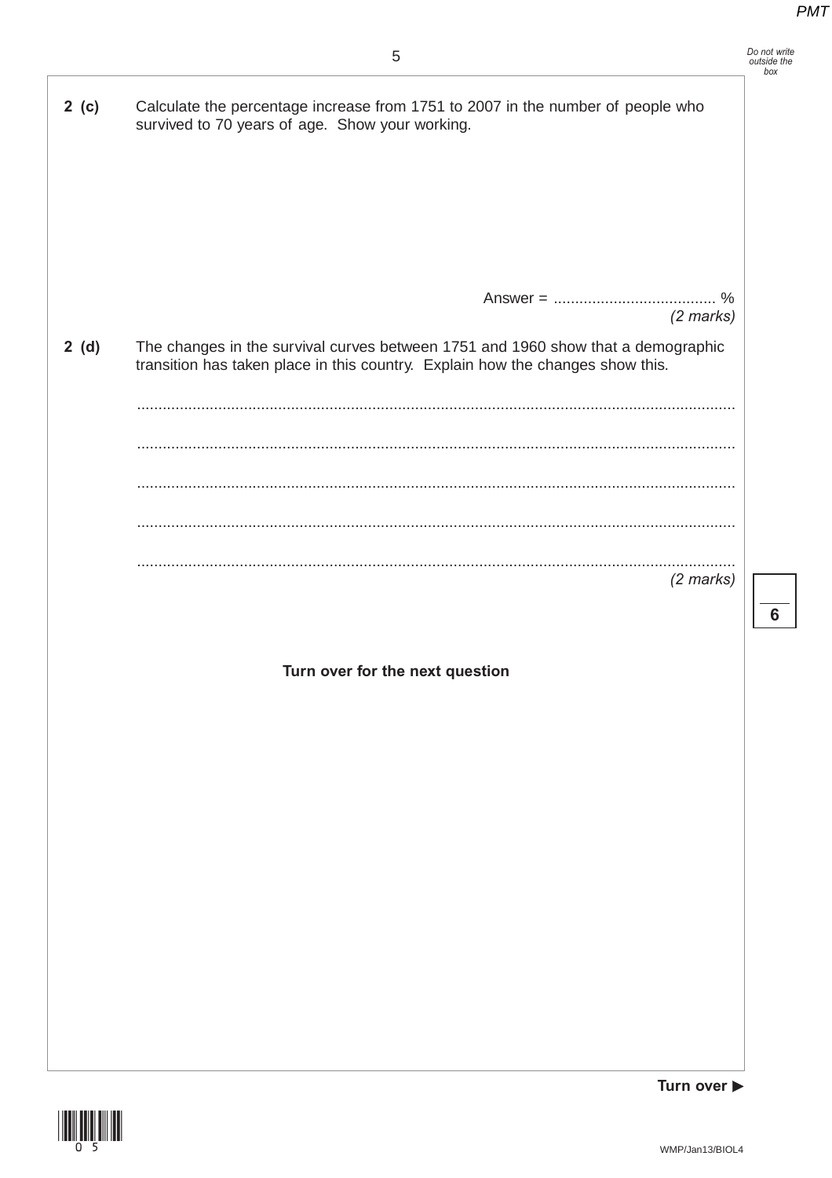**2 (c)** Calculate the percentage increase from 1751 to 2007 in the number of people who survived to 70 years of age. Show your working.

Answer = ...................................... %

*(2 marks)*

**2 (d)** The changes in the survival curves between 1751 and 1960 show that a demographic transition has taken place in this country. Explain how the changes show this.

.............................................................................................................................................

.............................................................................................................................................

.............................................................................................................................................

.............................................................................................................................................

.............................................................................................................................................

*(2 marks)*

**Turn over for the next question**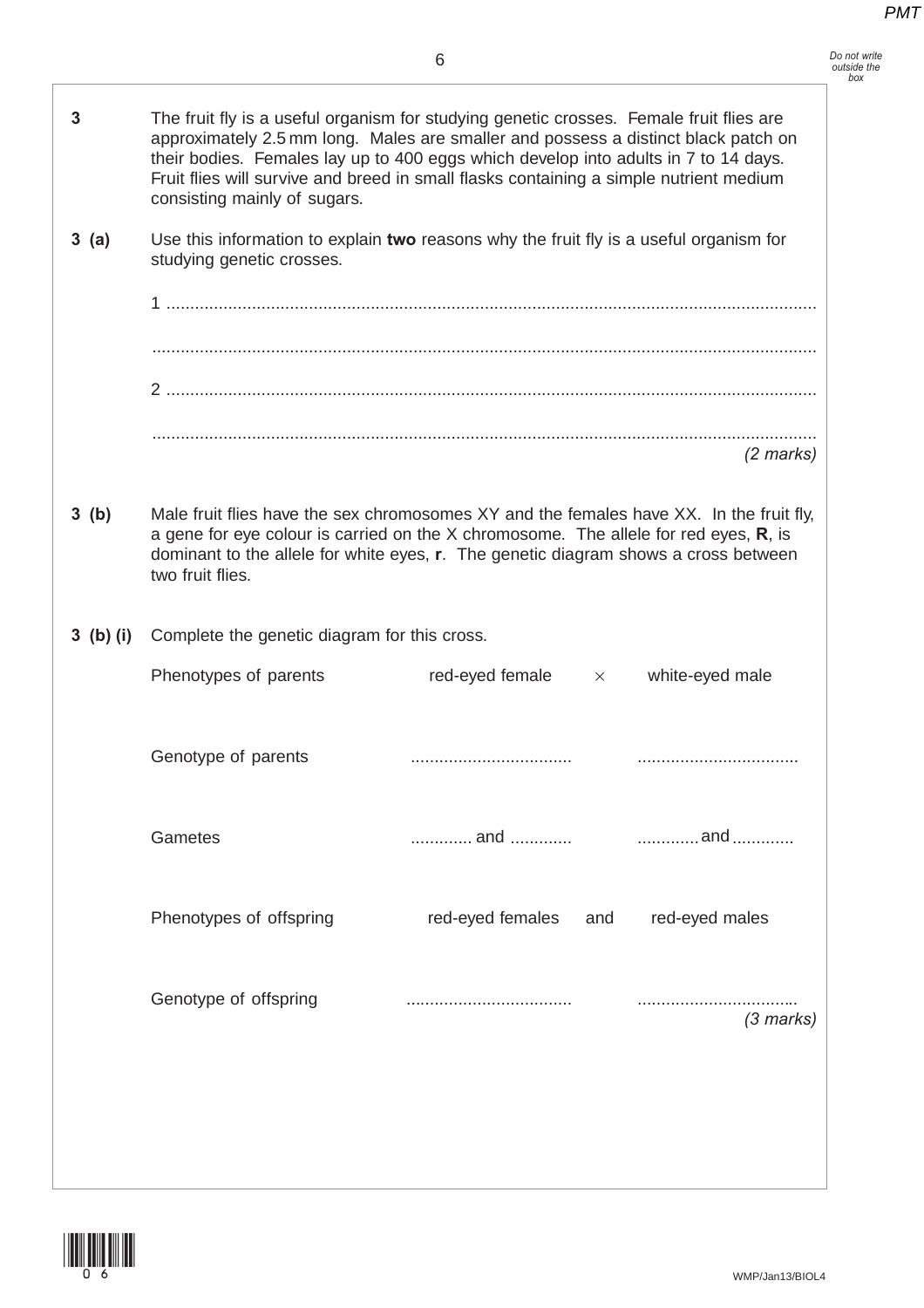**3** The fruit fly is a useful organism for studying genetic crosses. Female fruit flies are approximately 2.5 mm long. Males are smaller and possess a distinct black patch on their bodies. Females lay up to 400 eggs which develop into adults in 7 to 14 days. Fruit flies will survive and breed in small flasks containing a simple nutrient medium consisting mainly of sugars.

**3 (a)** Use this information to explain **two** reasons why the fruit fly is a useful organism for studying genetic crosses.

1 ......................................................................................................................................

......................................................................................................................................

2 ......................................................................................................................................

......................................................................................................................................

*(2 marks)*

**3 (b)** Male fruit flies have the sex chromosomes XY and the females have XX. In the fruit fly, a gene for eye colour is carried on the X chromosome. The allele for red eyes, **R**, is dominant to the allele for white eyes, **r**. The genetic diagram shows a cross between two fruit flies.

**3 (b) (i)** Complete the genetic diagram for this cross.

| | | | |
|---|---|---|---|
| Phenotypes of parents | red-eyed female | × | white-eyed male |
| Genotype of parents | .................................. | | .................................. |
| Gametes | ............. and ............. | | ............. and ............. |
| Phenotypes of offspring | red-eyed females | and | red-eyed males |
| Genotype of offspring | .................................. | | .................................. |

*(3 marks)*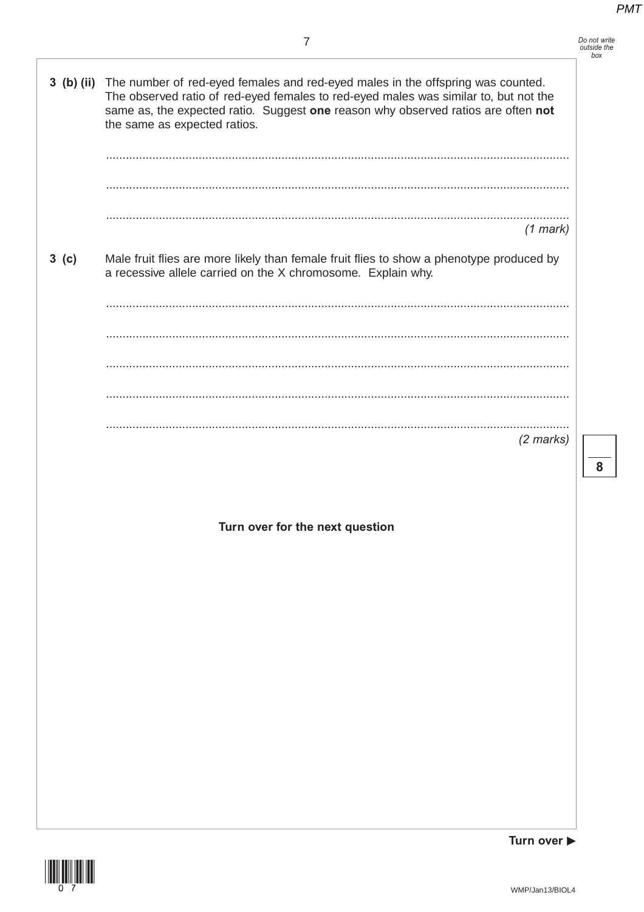**3 (b) (ii)** The number of red-eyed females and red-eyed males in the offspring was counted. The observed ratio of red-eyed females to red-eyed males was similar to, but not the same as, the expected ratio. Suggest **one** reason why observed ratios are often **not** the same as expected ratios.

..........................................................................................................................................

..........................................................................................................................................

..........................................................................................................................................

*(1 mark)*

**3 (c)** Male fruit flies are more likely than female fruit flies to show a phenotype produced by a recessive allele carried on the X chromosome. Explain why.

..........................................................................................................................................

..........................................................................................................................................

..........................................................................................................................................

..........................................................................................................................................

..........................................................................................................................................

*(2 marks)*

8

**Turn over for the next question**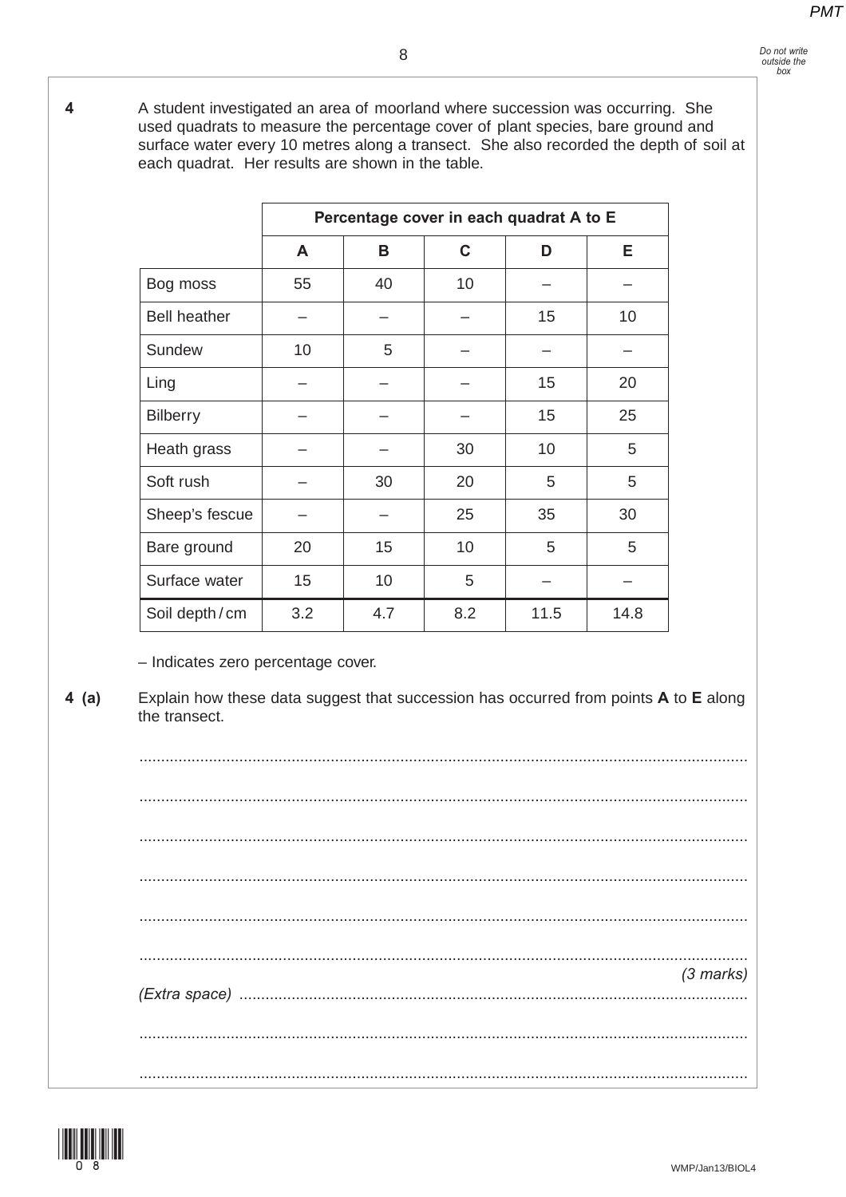**4** A student investigated an area of moorland where succession was occurring. She used quadrats to measure the percentage cover of plant species, bare ground and surface water every 10 metres along a transect. She also recorded the depth of soil at each quadrat. Her results are shown in the table.

| | Percentage cover in each quadrat A to E | | | | |
|---|---|---|---|---|---|
| | **A** | **B** | **C** | **D** | **E** |
| Bog moss | 55 | 40 | 10 | – | – |
| Bell heather | – | – | – | 15 | 10 |
| Sundew | 10 | 5 | – | – | – |
| Ling | – | – | – | 15 | 20 |
| Bilberry | – | – | – | 15 | 25 |
| Heath grass | – | – | 30 | 10 | 5 |
| Soft rush | – | 30 | 20 | 5 | 5 |
| Sheep's fescue | – | – | 25 | 35 | 30 |
| Bare ground | 20 | 15 | 10 | 5 | 5 |
| Surface water | 15 | 10 | 5 | – | – |
| Soil depth / cm | 3.2 | 4.7 | 8.2 | 11.5 | 14.8 |

– Indicates zero percentage cover.

**4 (a)** Explain how these data suggest that succession has occurred from points **A** to **E** along the transect.

...................................................................................................................................

...................................................................................................................................

...................................................................................................................................

...................................................................................................................................

...................................................................................................................................

...................................................................................................................................

*(3 marks)*

*(Extra space)* ...................................................................................................................

...................................................................................................................................

...................................................................................................................................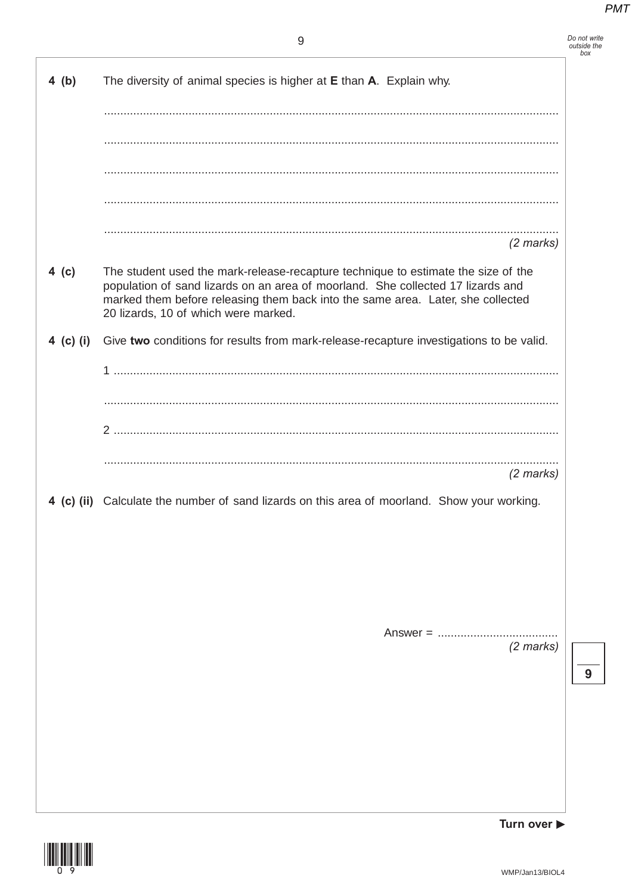**4 (b)** The diversity of animal species is higher at **E** than **A**. Explain why.

.............................................................................................................................................

.............................................................................................................................................

.............................................................................................................................................

.............................................................................................................................................

.............................................................................................................................................

*(2 marks)*

**4 (c)** The student used the mark-release-recapture technique to estimate the size of the population of sand lizards on an area of moorland. She collected 17 lizards and marked them before releasing them back into the same area. Later, she collected 20 lizards, 10 of which were marked.

**4 (c) (i)** Give **two** conditions for results from mark-release-recapture investigations to be valid.

1 .........................................................................................................................................

.............................................................................................................................................

2 .........................................................................................................................................

.............................................................................................................................................

*(2 marks)*

**4 (c) (ii)** Calculate the number of sand lizards on this area of moorland. Show your working.

Answer = ....................................

*(2 marks)*

Turn over ▶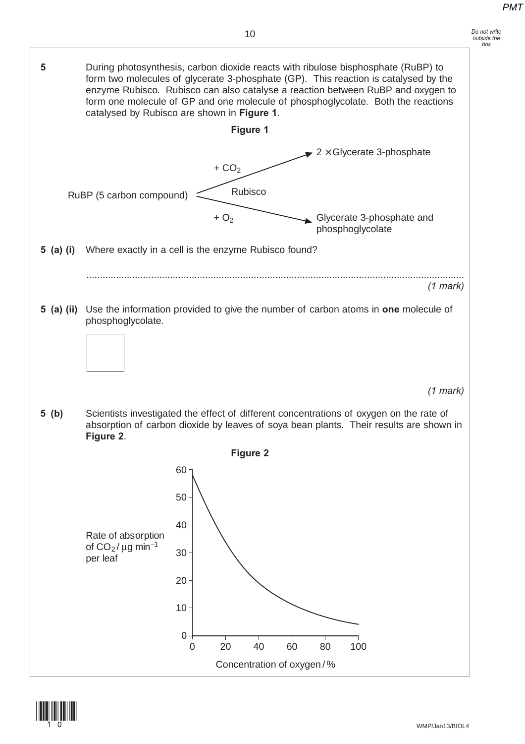**5** During photosynthesis, carbon dioxide reacts with ribulose bisphosphate (RuBP) to form two molecules of glycerate 3-phosphate (GP). This reaction is catalysed by the enzyme Rubisco. Rubisco can also catalyse a reaction between RuBP and oxygen to form one molecule of GP and one molecule of phosphoglycolate. Both the reactions catalysed by Rubisco are shown in **Figure 1**.

**Figure 1**

RuBP (5 carbon compound) —(Rubisco, + $CO_2$)→ 2 × Glycerate 3-phosphate

RuBP (5 carbon compound) —(Rubisco, + $O_2$)→ Glycerate 3-phosphate and phosphoglycolate

**5 (a) (i)** Where exactly in a cell is the enzyme Rubisco found?

...........................................................................................................................................

*(1 mark)*

**5 (a) (ii)** Use the information provided to give the number of carbon atoms in **one** molecule of phosphoglycolate.

[ ]

*(1 mark)*

**5 (b)** Scientists investigated the effect of different concentrations of oxygen on the rate of absorption of carbon dioxide by leaves of soya bean plants. Their results are shown in **Figure 2**.

**Figure 2**

Graph: y-axis "Rate of absorption of $CO_2$ / µg min$^{-1}$ per leaf" (0 to 60); x-axis "Concentration of oxygen / %" (0 to 100). The curve falls from about 58 at 0% oxygen to about 4 at 100% oxygen.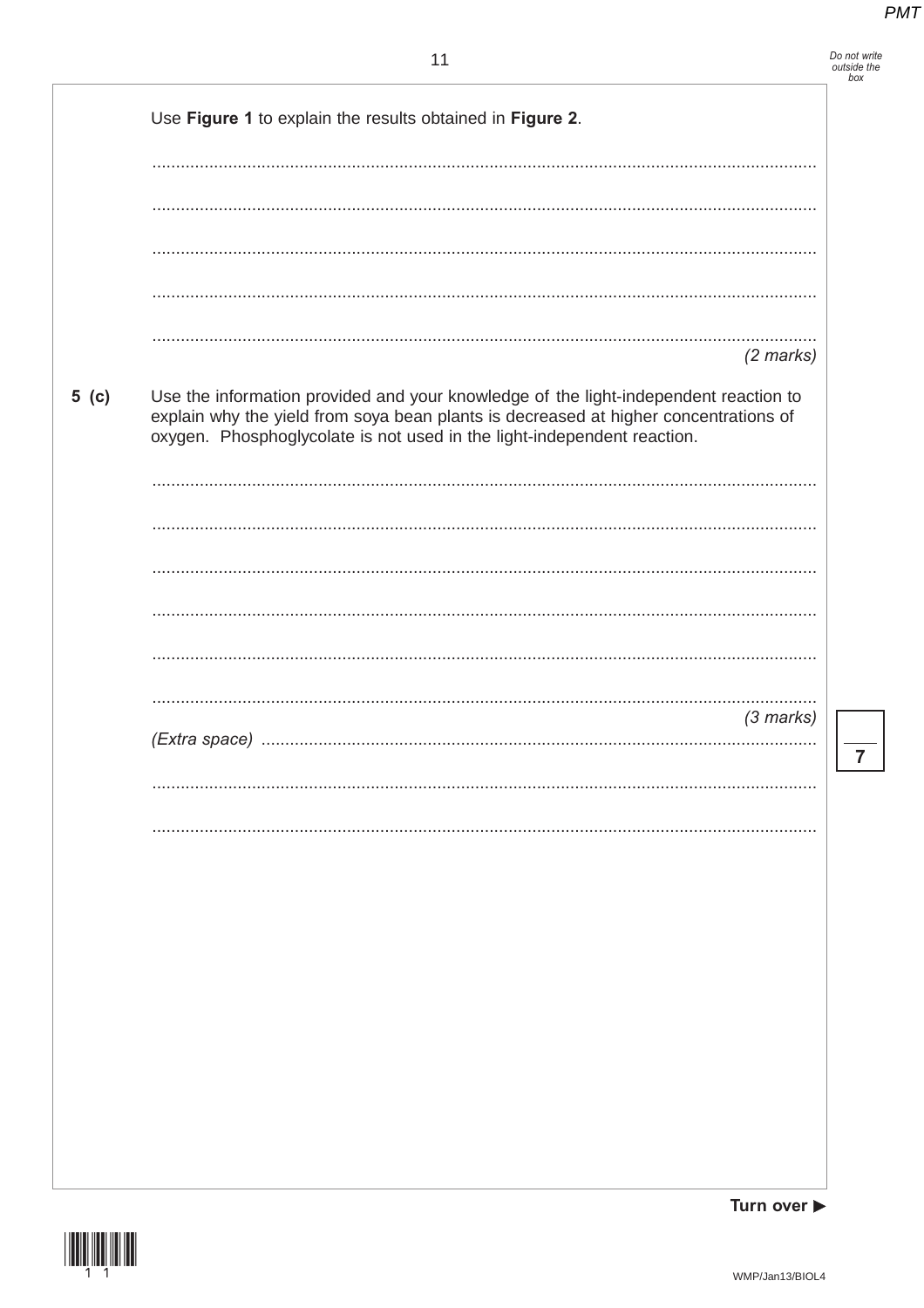Use **Figure 1** to explain the results obtained in **Figure 2**.

..........................................................................................................................................

..........................................................................................................................................

..........................................................................................................................................

..........................................................................................................................................

..........................................................................................................................................

*(2 marks)*

**5 (c)** Use the information provided and your knowledge of the light-independent reaction to explain why the yield from soya bean plants is decreased at higher concentrations of oxygen. Phosphoglycolate is not used in the light-independent reaction.

..........................................................................................................................................

..........................................................................................................................................

..........................................................................................................................................

..........................................................................................................................................

..........................................................................................................................................

..........................................................................................................................................

*(3 marks)*

*(Extra space)* ..........................................................................................................

..........................................................................................................................................

..........................................................................................................................................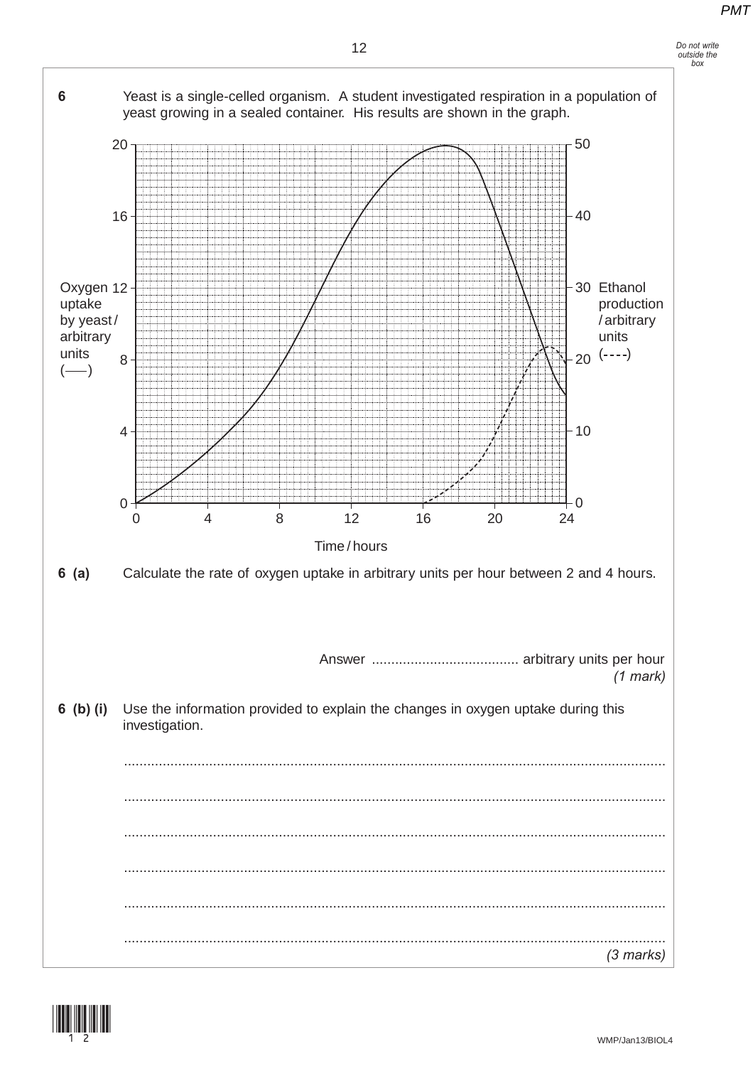**6** Yeast is a single-celled organism. A student investigated respiration in a population of yeast growing in a sealed container. His results are shown in the graph.

Oxygen uptake by yeast / arbitrary units (——)

Ethanol production / arbitrary units (----)

Time / hours

**6 (a)** Calculate the rate of oxygen uptake in arbitrary units per hour between 2 and 4 hours.

Answer ...................................... arbitrary units per hour
*(1 mark)*

**6 (b) (i)** Use the information provided to explain the changes in oxygen uptake during this investigation.

.......................................................................................................................................

.......................................................................................................................................

.......................................................................................................................................

.......................................................................................................................................

.......................................................................................................................................

.......................................................................................................................................
*(3 marks)*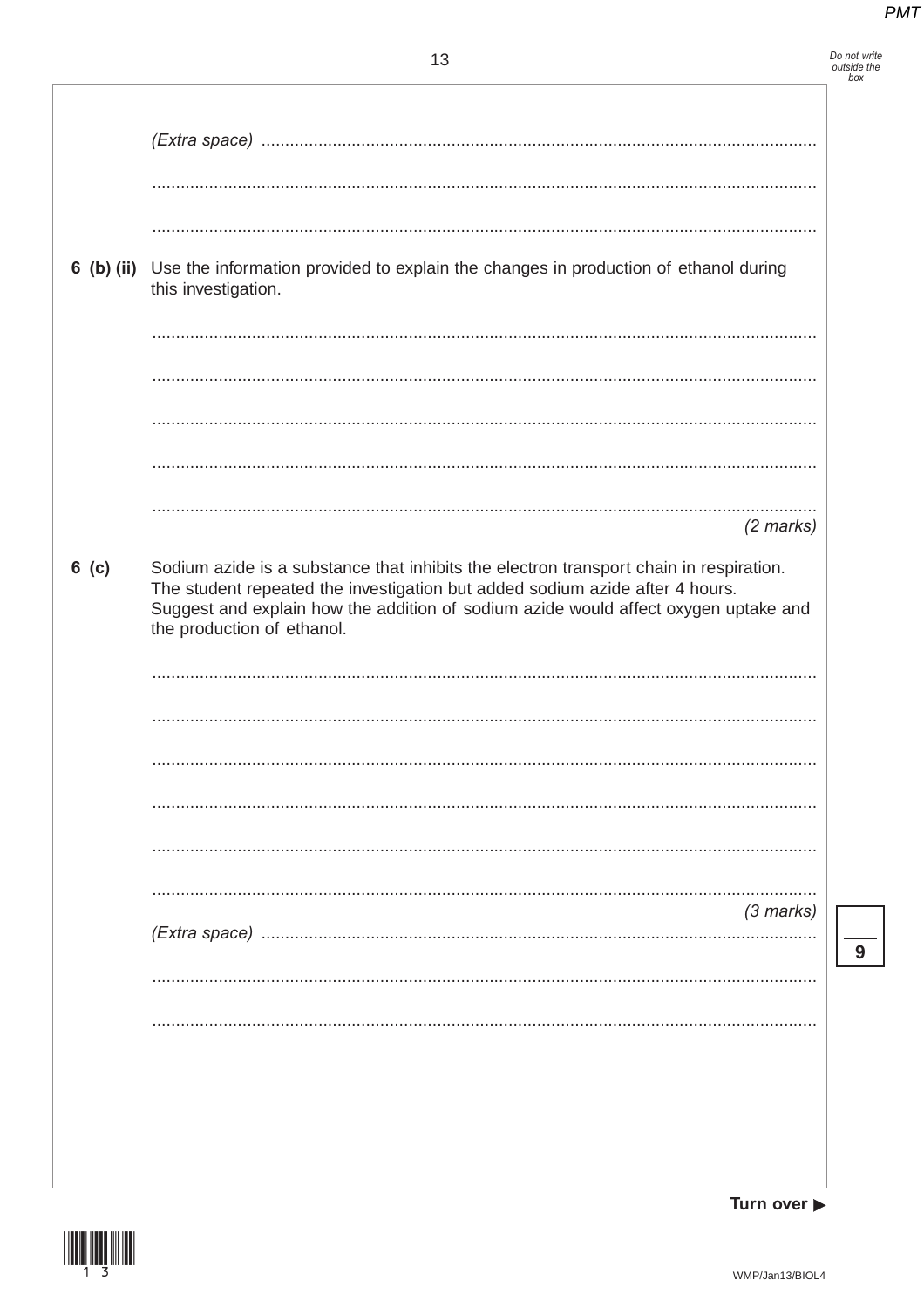(Extra space) ....................................................................................................

..........................................................................................................................

..........................................................................................................................

**6 (b) (ii)** Use the information provided to explain the changes in production of ethanol during this investigation.

..........................................................................................................................

..........................................................................................................................

..........................................................................................................................

..........................................................................................................................

..........................................................................................................................

*(2 marks)*

**6 (c)** Sodium azide is a substance that inhibits the electron transport chain in respiration. The student repeated the investigation but added sodium azide after 4 hours. Suggest and explain how the addition of sodium azide would affect oxygen uptake and the production of ethanol.

..........................................................................................................................

..........................................................................................................................

..........................................................................................................................

..........................................................................................................................

..........................................................................................................................

..........................................................................................................................

*(3 marks)*

(Extra space) ....................................................................................................

..........................................................................................................................

..........................................................................................................................

Turn over ▶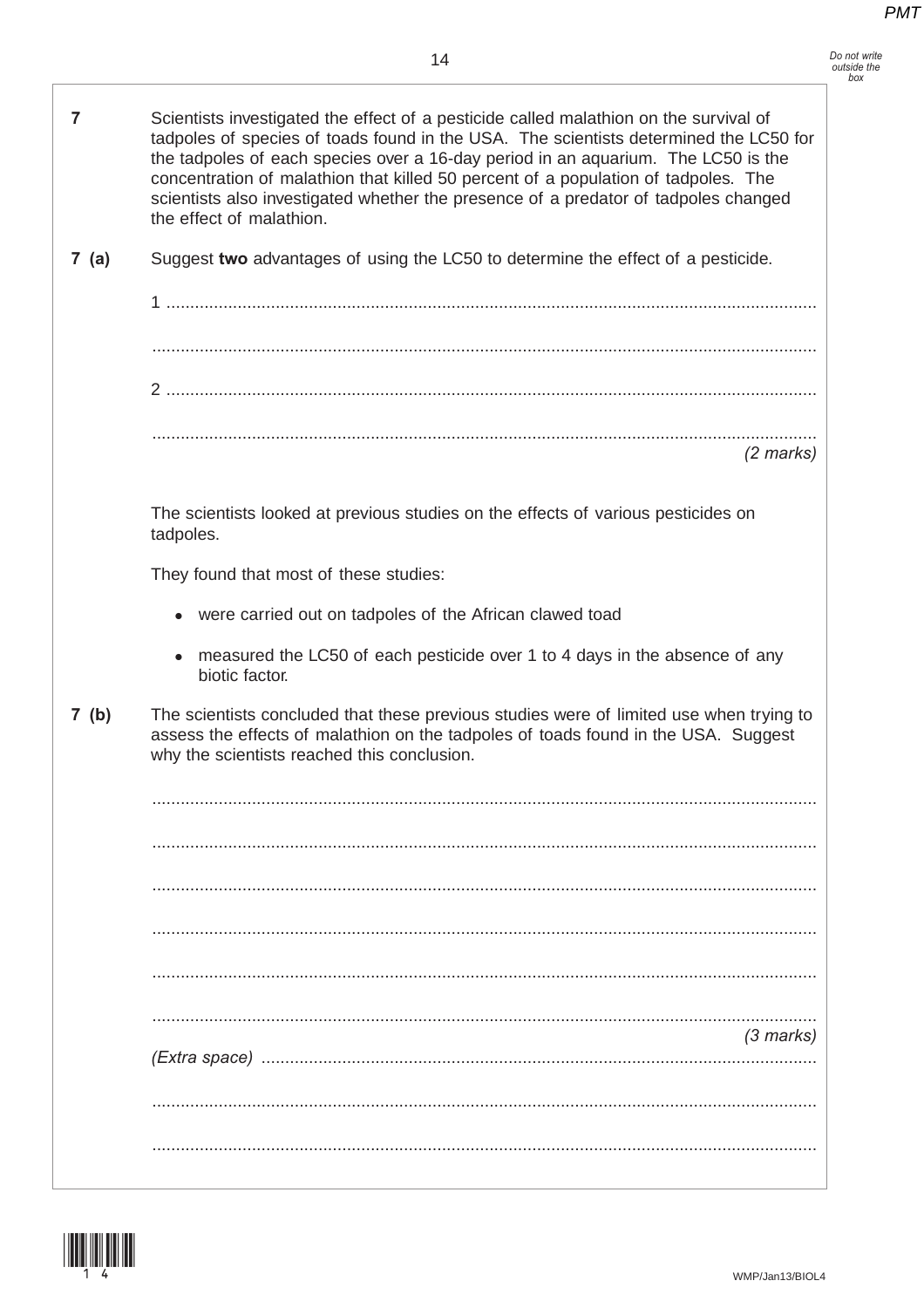**7** Scientists investigated the effect of a pesticide called malathion on the survival of tadpoles of species of toads found in the USA. The scientists determined the LC50 for the tadpoles of each species over a 16-day period in an aquarium. The LC50 is the concentration of malathion that killed 50 percent of a population of tadpoles. The scientists also investigated whether the presence of a predator of tadpoles changed the effect of malathion.

**7 (a)** Suggest **two** advantages of using the LC50 to determine the effect of a pesticide.

1 ..........................................................................................................................................

..........................................................................................................................................

2 ..........................................................................................................................................

..........................................................................................................................................

*(2 marks)*

The scientists looked at previous studies on the effects of various pesticides on tadpoles.

They found that most of these studies:

- were carried out on tadpoles of the African clawed toad
- measured the LC50 of each pesticide over 1 to 4 days in the absence of any biotic factor.

**7 (b)** The scientists concluded that these previous studies were of limited use when trying to assess the effects of malathion on the tadpoles of toads found in the USA. Suggest why the scientists reached this conclusion.

..........................................................................................................................................

..........................................................................................................................................

..........................................................................................................................................

..........................................................................................................................................

..........................................................................................................................................

..........................................................................................................................................

*(3 marks)*

*(Extra space)* ..........................................................................................................................

..........................................................................................................................................

..........................................................................................................................................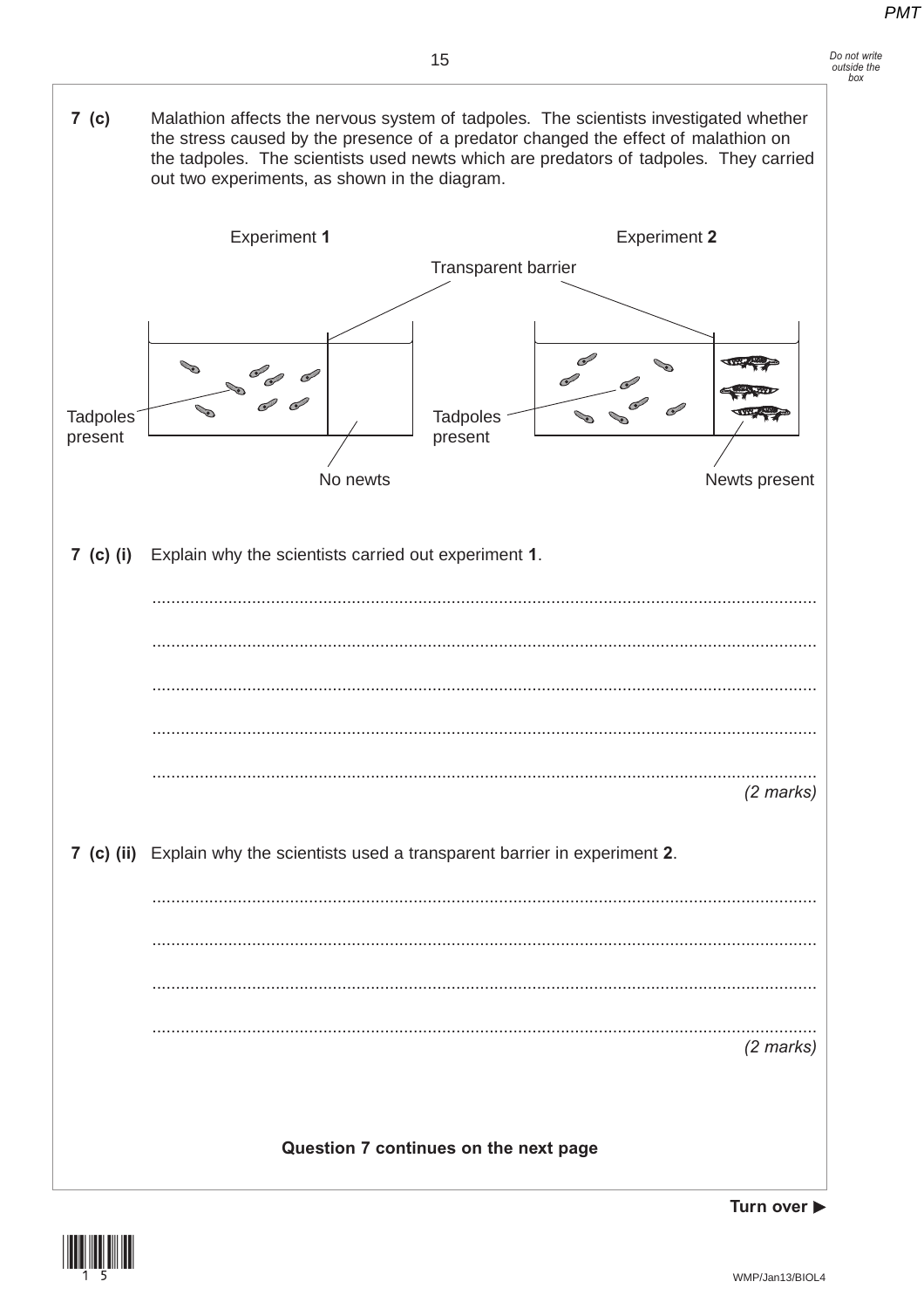**7 (c)** Malathion affects the nervous system of tadpoles. The scientists investigated whether the stress caused by the presence of a predator changed the effect of malathion on the tadpoles. The scientists used newts which are predators of tadpoles. They carried out two experiments, as shown in the diagram.

Experiment **1** | Experiment **2**

Transparent barrier

Tadpoles present | No newts | Tadpoles present | Newts present

**7 (c) (i)** Explain why the scientists carried out experiment **1**.

............................................................................................................................................

............................................................................................................................................

............................................................................................................................................

............................................................................................................................................

............................................................................................................................................

*(2 marks)*

**7 (c) (ii)** Explain why the scientists used a transparent barrier in experiment **2**.

............................................................................................................................................

............................................................................................................................................

............................................................................................................................................

............................................................................................................................................

*(2 marks)*

**Question 7 continues on the next page**

**Turn over ▶**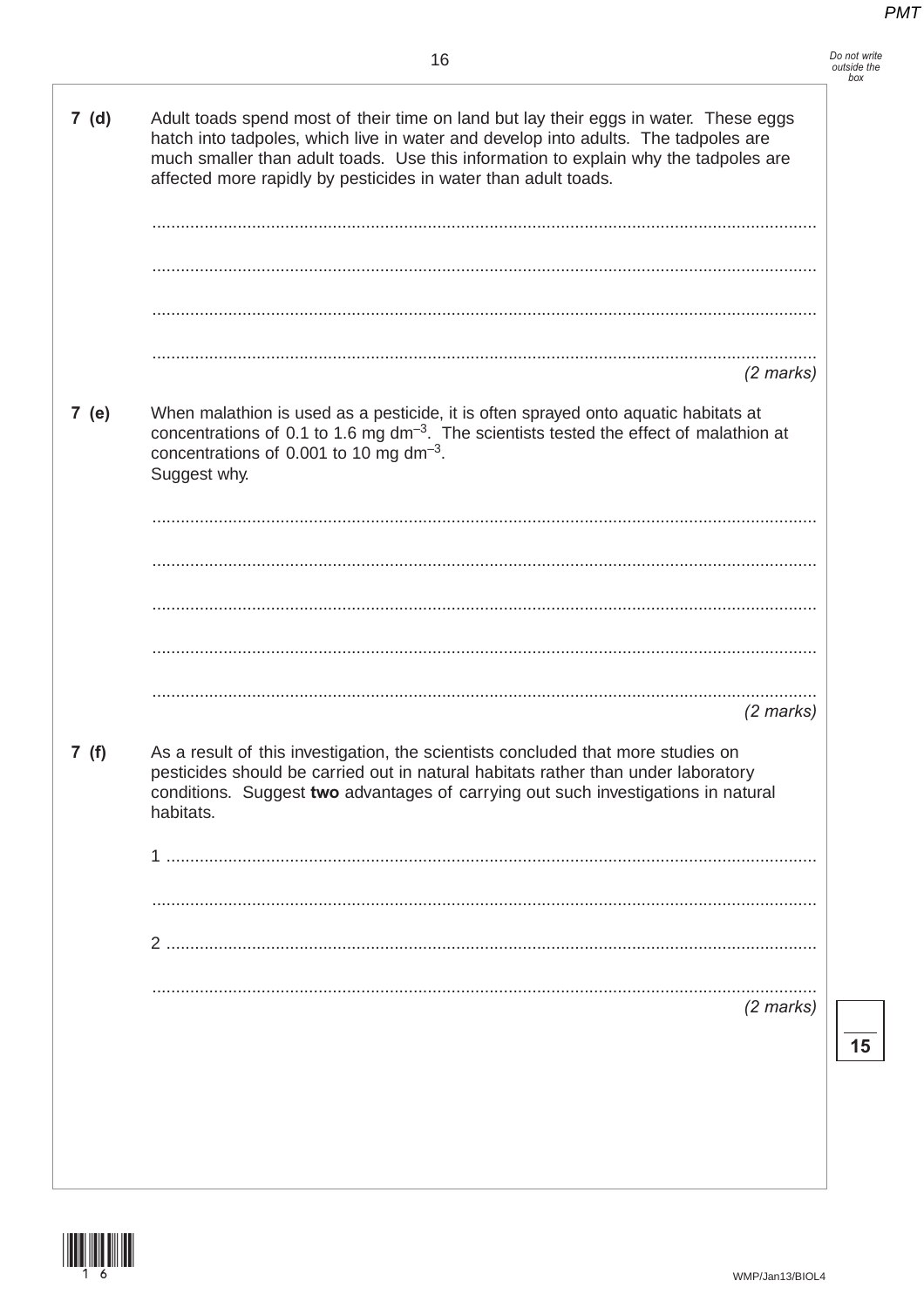**7 (d)** Adult toads spend most of their time on land but lay their eggs in water. These eggs hatch into tadpoles, which live in water and develop into adults. The tadpoles are much smaller than adult toads. Use this information to explain why the tadpoles are affected more rapidly by pesticides in water than adult toads.

.............................................................................................................................................

.............................................................................................................................................

.............................................................................................................................................

.............................................................................................................................................

*(2 marks)*

**7 (e)** When malathion is used as a pesticide, it is often sprayed onto aquatic habitats at concentrations of 0.1 to 1.6 mg $dm^{-3}$. The scientists tested the effect of malathion at concentrations of 0.001 to 10 mg $dm^{-3}$.
Suggest why.

.............................................................................................................................................

.............................................................................................................................................

.............................................................................................................................................

.............................................................................................................................................

.............................................................................................................................................

*(2 marks)*

**7 (f)** As a result of this investigation, the scientists concluded that more studies on pesticides should be carried out in natural habitats rather than under laboratory conditions. Suggest **two** advantages of carrying out such investigations in natural habitats.

1 .........................................................................................................................................

.............................................................................................................................................

2 .........................................................................................................................................

.............................................................................................................................................

*(2 marks)*

**15**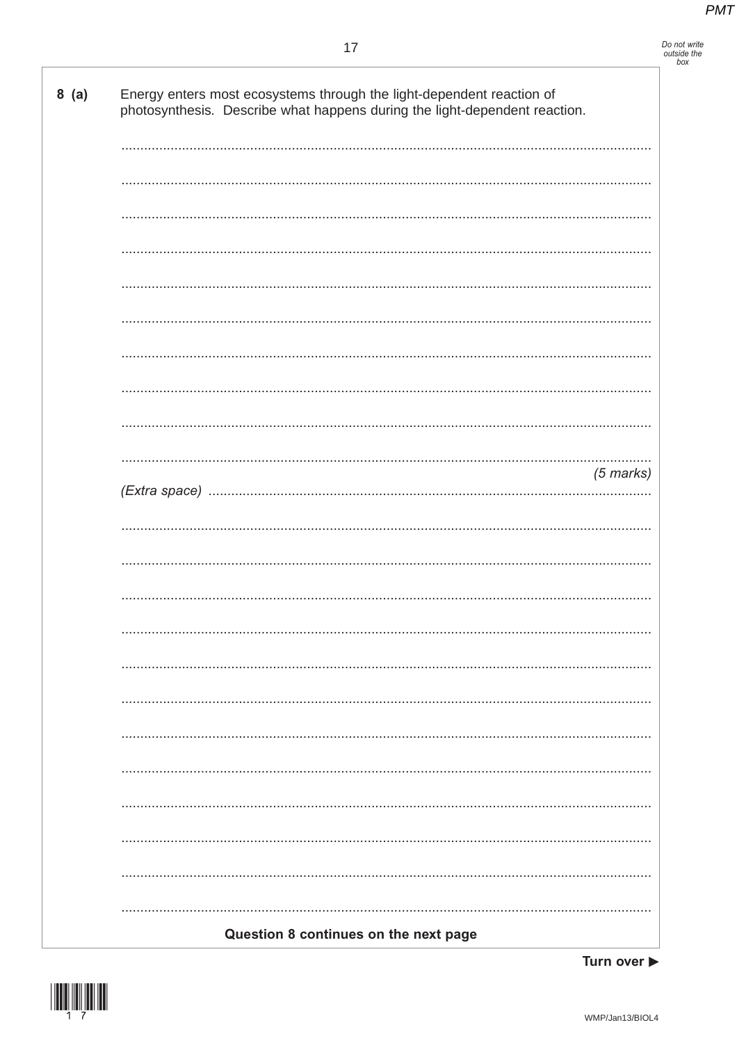**8 (a)** Energy enters most ecosystems through the light-dependent reaction of photosynthesis. Describe what happens during the light-dependent reaction.

*(5 marks)*

*(Extra space)*

**Question 8 continues on the next page**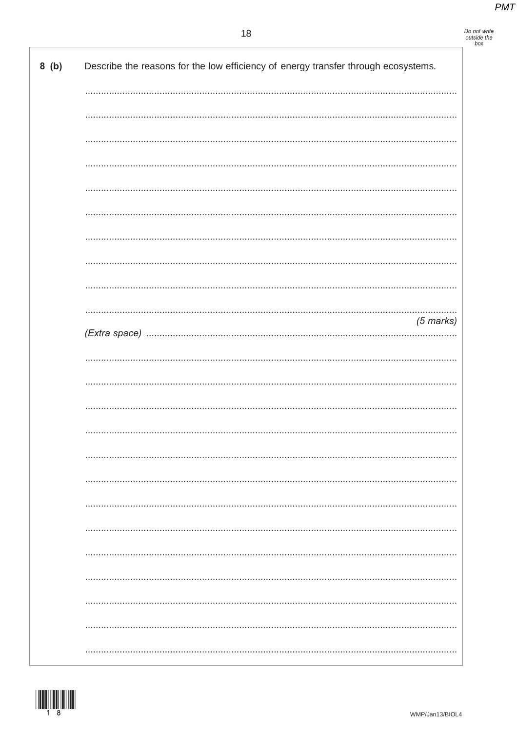**8 (b)** Describe the reasons for the low efficiency of energy transfer through ecosystems.

*(5 marks)*

*(Extra space)*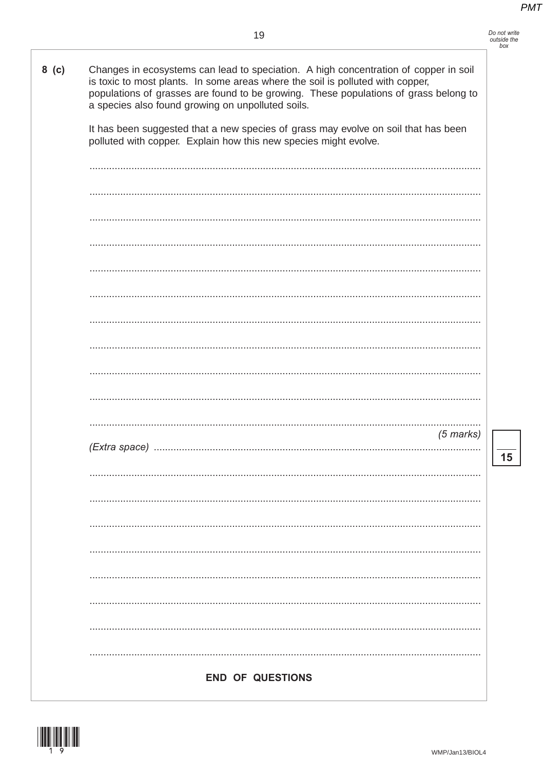**8 (c)** Changes in ecosystems can lead to speciation. A high concentration of copper in soil is toxic to most plants. In some areas where the soil is polluted with copper, populations of grasses are found to be growing. These populations of grass belong to a species also found growing on unpolluted soils.

It has been suggested that a new species of grass may evolve on soil that has been polluted with copper. Explain how this new species might evolve.

.............................................................................................................................................

.............................................................................................................................................

.............................................................................................................................................

.............................................................................................................................................

.............................................................................................................................................

.............................................................................................................................................

.............................................................................................................................................

.............................................................................................................................................

.............................................................................................................................................

.............................................................................................................................................

.............................................................................................................................................

*(5 marks)*

*(Extra space)* .............................................................................................................

.............................................................................................................................................

.............................................................................................................................................

.............................................................................................................................................

.............................................................................................................................................

.............................................................................................................................................

.............................................................................................................................................

.............................................................................................................................................

.............................................................................................................................................

15

**END OF QUESTIONS**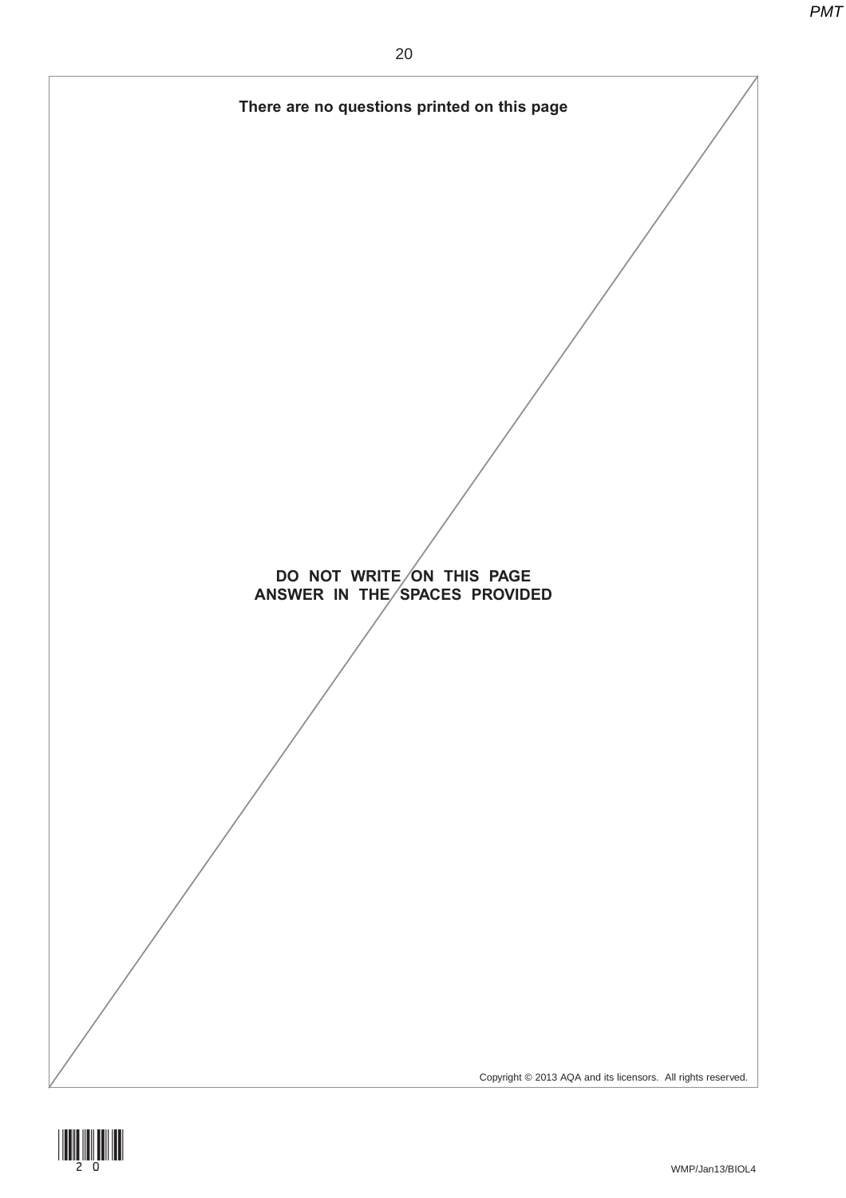**There are no questions printed on this page**

**DO NOT WRITE ON THIS PAGE**
**ANSWER IN THE SPACES PROVIDED**

Copyright © 2013 AQA and its licensors. All rights reserved.